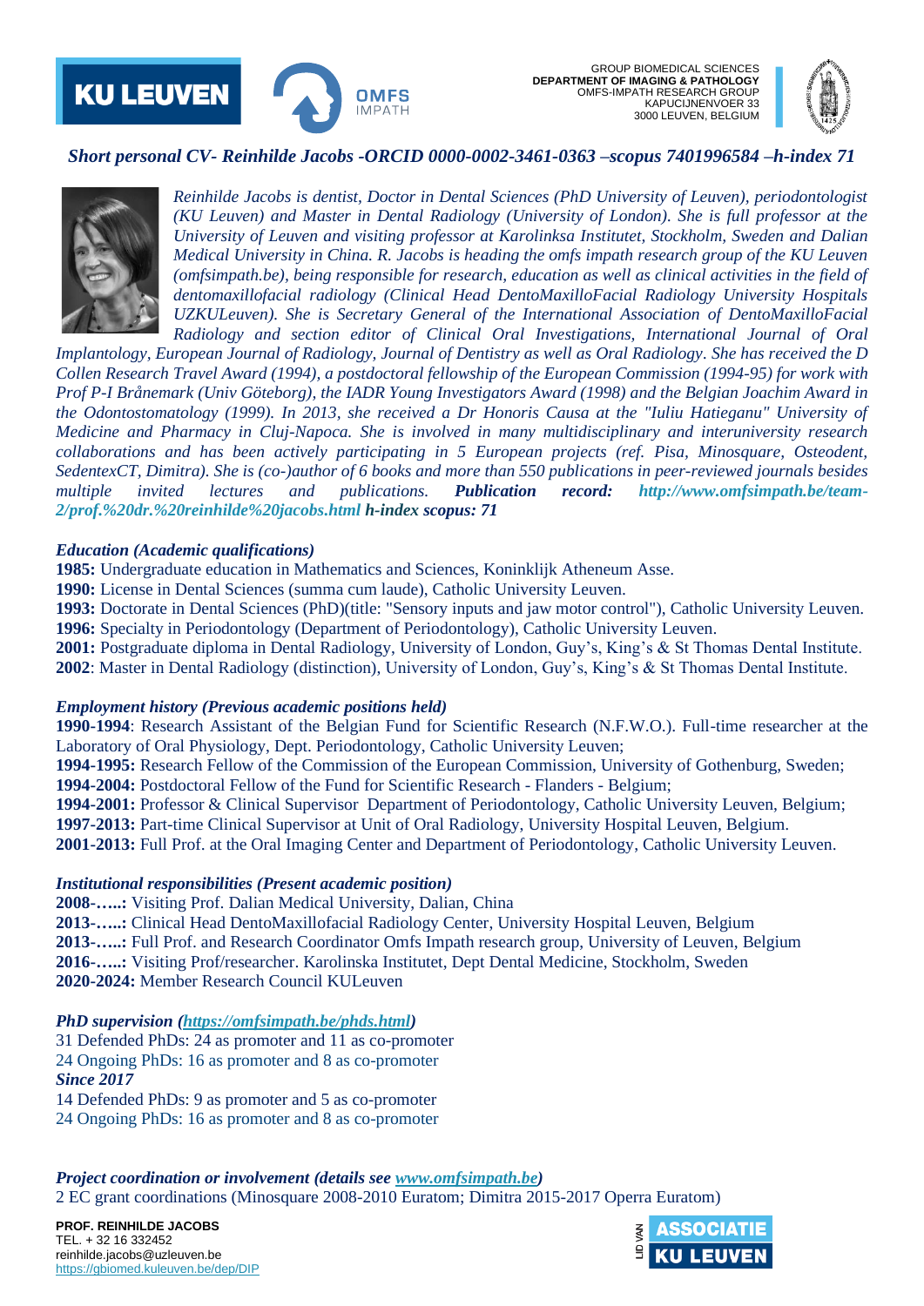GROUP BIOMEDICAL SCIENCES
**DEPARTMENT OF IMAGING & PATHOLOGY**
OMFS-IMPATH RESEARCH GROUP
KAPUCIJNENVOER 33
3000 LEUVEN, BELGIUM

***Short personal CV- Reinhilde Jacobs -ORCID 0000-0002-3461-0363 –scopus 7401996584 –h-index 71***

*Reinhilde Jacobs is dentist, Doctor in Dental Sciences (PhD University of Leuven), periodontologist (KU Leuven) and Master in Dental Radiology (University of London). She is full professor at the University of Leuven and visiting professor at Karolinksa Institutet, Stockholm, Sweden and Dalian Medical University in China. R. Jacobs is heading the omfs impath research group of the KU Leuven (omfsimpath.be), being responsible for research, education as well as clinical activities in the field of dentomaxillofacial radiology (Clinical Head DentoMaxilloFacial Radiology University Hospitals UZKULeuven). She is Secretary General of the International Association of DentoMaxilloFacial Radiology and section editor of Clinical Oral Investigations, International Journal of Oral Implantology, European Journal of Radiology, Journal of Dentistry as well as Oral Radiology. She has received the D Collen Research Travel Award (1994), a postdoctoral fellowship of the European Commission (1994-95) for work with Prof P-I Brånemark (Univ Göteborg), the IADR Young Investigators Award (1998) and the Belgian Joachim Award in the Odontostomatology (1999). In 2013, she received a Dr Honoris Causa at the "Iuliu Hatieganu" University of Medicine and Pharmacy in Cluj-Napoca. She is involved in many multidisciplinary and interuniversity research collaborations and has been actively participating in 5 European projects (ref. Pisa, Minosquare, Osteodent, SedentexCT, Dimitra). She is (co-)author of 6 books and more than 550 publications in peer-reviewed journals besides multiple invited lectures and publications.* ***Publication record: http://www.omfsimpath.be/team-2/prof.%20dr.%20reinhilde%20jacobs.html h-index scopus: 71***

### *Education (Academic qualifications)*

**1985:** Undergraduate education in Mathematics and Sciences, Koninklijk Atheneum Asse.
**1990:** License in Dental Sciences (summa cum laude), Catholic University Leuven.
**1993:** Doctorate in Dental Sciences (PhD)(title: "Sensory inputs and jaw motor control"), Catholic University Leuven.
**1996:** Specialty in Periodontology (Department of Periodontology), Catholic University Leuven.
**2001:** Postgraduate diploma in Dental Radiology, University of London, Guy's, King's & St Thomas Dental Institute.
**2002**: Master in Dental Radiology (distinction), University of London, Guy's, King's & St Thomas Dental Institute.

### *Employment history (Previous academic positions held)*

**1990-1994**: Research Assistant of the Belgian Fund for Scientific Research (N.F.W.O.). Full-time researcher at the Laboratory of Oral Physiology, Dept. Periodontology, Catholic University Leuven;
**1994-1995:** Research Fellow of the Commission of the European Commission, University of Gothenburg, Sweden;
**1994-2004:** Postdoctoral Fellow of the Fund for Scientific Research - Flanders - Belgium;
**1994-2001:** Professor & Clinical Supervisor Department of Periodontology, Catholic University Leuven, Belgium;
**1997-2013:** Part-time Clinical Supervisor at Unit of Oral Radiology, University Hospital Leuven, Belgium.
**2001-2013:** Full Prof. at the Oral Imaging Center and Department of Periodontology, Catholic University Leuven.

### *Institutional responsibilities (Present academic position)*

**2008-…..:** Visiting Prof. Dalian Medical University, Dalian, China
**2013-…..:** Clinical Head DentoMaxilloFacial Radiology Center, University Hospital Leuven, Belgium
**2013-…..:** Full Prof. and Research Coordinator Omfs Impath research group, University of Leuven, Belgium
**2016-…..:** Visiting Prof/researcher. Karolinska Institutet, Dept Dental Medicine, Stockholm, Sweden
**2020-2024:** Member Research Council KULeuven

### *PhD supervision (https://omfsimpath.be/phds.html)*

31 Defended PhDs: 24 as promoter and 11 as co-promoter
24 Ongoing PhDs: 16 as promoter and 8 as co-promoter
***Since 2017***
14 Defended PhDs: 9 as promoter and 5 as co-promoter
24 Ongoing PhDs: 16 as promoter and 8 as co-promoter

### *Project coordination or involvement (details see www.omfsimpath.be)*

2 EC grant coordinations (Minosquare 2008-2010 Euratom; Dimitra 2015-2017 Operra Euratom)

**PROF. REINHILDE JACOBS**
TEL. + 32 16 332452
reinhilde.jacobs@uzleuven.be
https://gbiomed.kuleuven.be/dep/DIP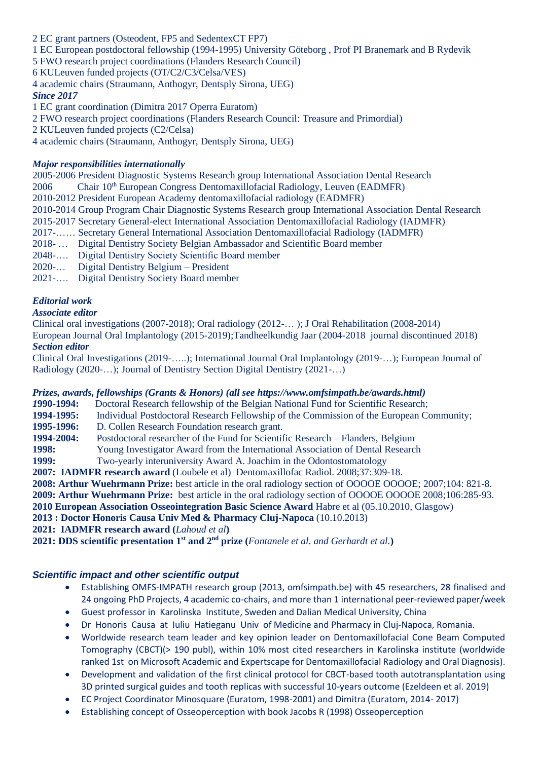2 EC grant partners (Osteodent, FP5 and SedentexCT FP7)
1 EC European postdoctoral fellowship (1994-1995) University Göteborg , Prof PI Branemark and B Rydevik
5 FWO research project coordinations (Flanders Research Council)
6 KULeuven funded projects (OT/C2/C3/Celsa/VES)
4 academic chairs (Straumann, Anthogyr, Dentsply Sirona, UEG)

***Since 2017***

1 EC grant coordination (Dimitra 2017 Operra Euratom)
2 FWO research project coordinations (Flanders Research Council: Treasure and Primordial)
2 KULeuven funded projects (C2/Celsa)
4 academic chairs (Straumann, Anthogyr, Dentsply Sirona, UEG)

***Major responsibilities internationally***

2005-2006 President Diagnostic Systems Research group International Association Dental Research
2006 Chair 10th European Congress Dentomaxillofacial Radiology, Leuven (EADMFR)
2010-2012 President European Academy dentomaxillofacial radiology (EADMFR)
2010-2014 Group Program Chair Diagnostic Systems Research group International Association Dental Research
2015-2017 Secretary General-elect International Association Dentomaxillofacial Radiology (IADMFR)
2017-…… Secretary General International Association Dentomaxillofacial Radiology (IADMFR)
2018- … Digital Dentistry Society Belgian Ambassador and Scientific Board member
2048-…. Digital Dentistry Society Scientific Board member
2020-… Digital Dentistry Belgium – President
2021-…. Digital Dentistry Society Board member

***Editorial work***

***Associate editor***

Clinical oral investigations (2007-2018); Oral radiology (2012-… ); J Oral Rehabilitation (2008-2014)
European Journal Oral Implantology (2015-2019);Tandheelkundig Jaar (2004-2018 journal discontinued 2018)

***Section editor***

Clinical Oral Investigations (2019-…..); International Journal Oral Implantology (2019-…); European Journal of Radiology (2020-…); Journal of Dentistry Section Digital Dentistry (2021-…)

***Prizes, awards, fellowships (Grants & Honors) (all see https://www.omfsimpath.be/awards.html)***

**1990-1994:** Doctoral Research fellowship of the Belgian National Fund for Scientific Research;
**1994-1995:** Individual Postdoctoral Research Fellowship of the Commission of the European Community;
**1995-1996:** D. Collen Research Foundation research grant.
**1994-2004:** Postdoctoral researcher of the Fund for Scientific Research – Flanders, Belgium
**1998:** Young Investigator Award from the International Association of Dental Research
**1999:** Two-yearly interuniversity Award A. Joachim in the Odontostomatology
**2007: IADMFR research award** (Loubele et al) Dentomaxillofac Radiol. 2008;37:309-18.
**2008: Arthur Wuehrmann Prize:** best article in the oral radiology section of OOOOE OOOOE; 2007;104: 821-8.
**2009: Arthur Wuehrmann Prize:** best article in the oral radiology section of OOOOE OOOOE 2008;106:285-93.
**2010 European Association Osseointegration Basic Science Award** Habre et al (05.10.2010, Glasgow)
**2013 : Doctor Honoris Causa Univ Med & Pharmacy Cluj-Napoca** (10.10.2013)
**2021: IADMFR research award (***Lahoud et al***)**
**2021: DDS scientific presentation 1st and 2nd prize (***Fontanele et al. and Gerhardt et al.***)**

***Scientific impact and other scientific output***

- Establishing OMFS-IMPATH research group (2013, omfsimpath.be) with 45 researchers, 28 finalised and 24 ongoing PhD Projects, 4 academic co-chairs, and more than 1 international peer-reviewed paper/week
- Guest professor in Karolinska Institute, Sweden and Dalian Medical University, China
- Dr Honoris Causa at Iuliu Hatieganu Univ of Medicine and Pharmacy in Cluj-Napoca, Romania.
- Worldwide research team leader and key opinion leader on Dentomaxillofacial Cone Beam Computed Tomography (CBCT)(> 190 publ), within 10% most cited researchers in Karolinska institute (worldwide ranked 1st on Microsoft Academic and Expertscape for Dentomaxillofacial Radiology and Oral Diagnosis).
- Development and validation of the first clinical protocol for CBCT-based tooth autotransplantation using 3D printed surgical guides and tooth replicas with successful 10-years outcome (Ezeldeen et al. 2019)
- EC Project Coordinator Minosquare (Euratom, 1998-2001) and Dimitra (Euratom, 2014- 2017)
- Establishing concept of Osseoperception with book Jacobs R (1998) Osseoperception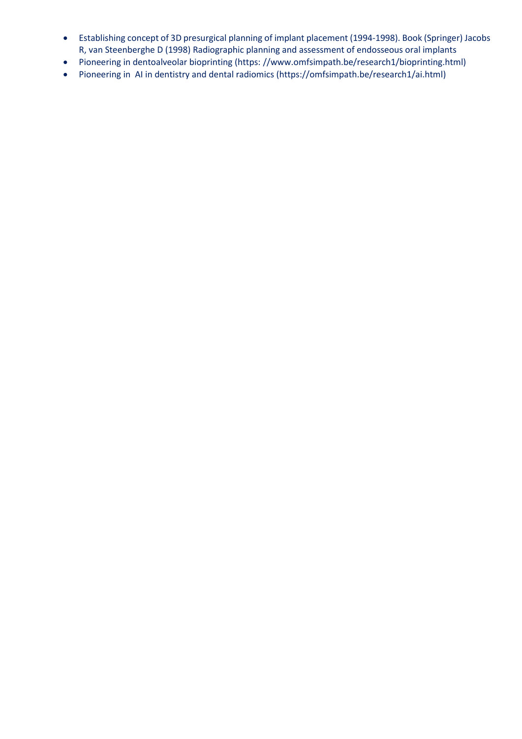- Establishing concept of 3D presurgical planning of implant placement (1994-1998). Book (Springer) Jacobs R, van Steenberghe D (1998) Radiographic planning and assessment of endosseous oral implants
- Pioneering in dentoalveolar bioprinting (https: //www.omfsimpath.be/research1/bioprinting.html)
- Pioneering in AI in dentistry and dental radiomics (https://omfsimpath.be/research1/ai.html)